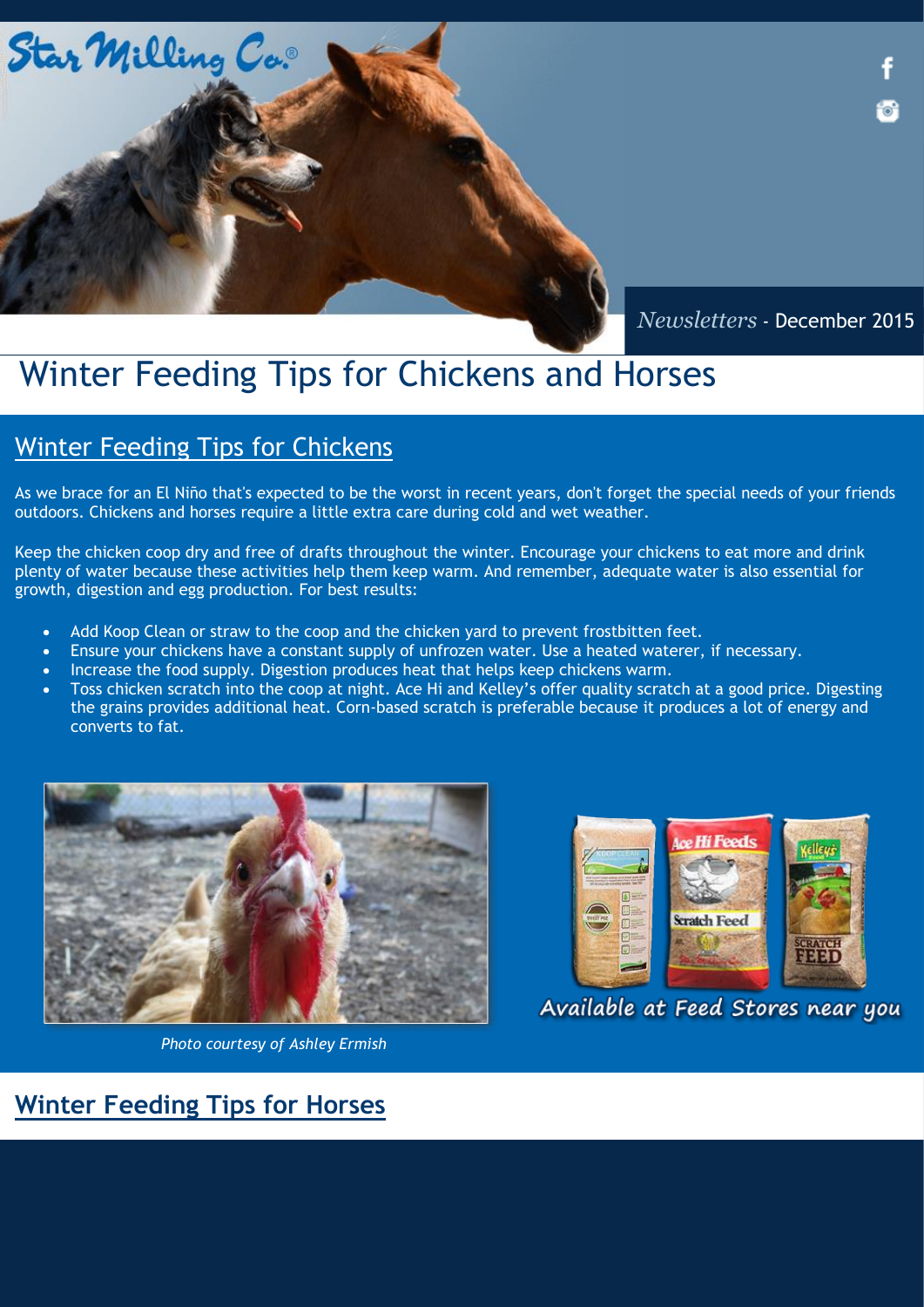Star Milling Co.®

*Newsletters* - December 2015

# Winter Feeding Tips for Chickens and Horses

## Winter Feeding Tips for Chickens

As we brace for an El Niño that's expected to be the worst in recent years, don't forget the special needs of your friends outdoors. Chickens and horses require a little extra care during cold and wet weather.

Keep the chicken coop dry and free of drafts throughout the winter. Encourage your chickens to eat more and drink plenty of water because these activities help them keep warm. And remember, adequate water is also essential for growth, digestion and egg production. For best results:

- Add Koop Clean or straw to the coop and the chicken yard to prevent frostbitten feet.
- Ensure your chickens have a constant supply of unfrozen water. Use a heated waterer, if necessary.
- Increase the food supply. Digestion produces heat that helps keep chickens warm.
- Toss chicken scratch into the coop at night. Ace Hi and Kelley's offer quality scratch at a good price. Digesting the grains provides additional heat. Corn-based scratch is preferable because it produces a lot of energy and converts to fat.

*Photo courtesy of Ashley Ermish*

Available at Feed Stores near you

## Winter Feeding Tips for Horses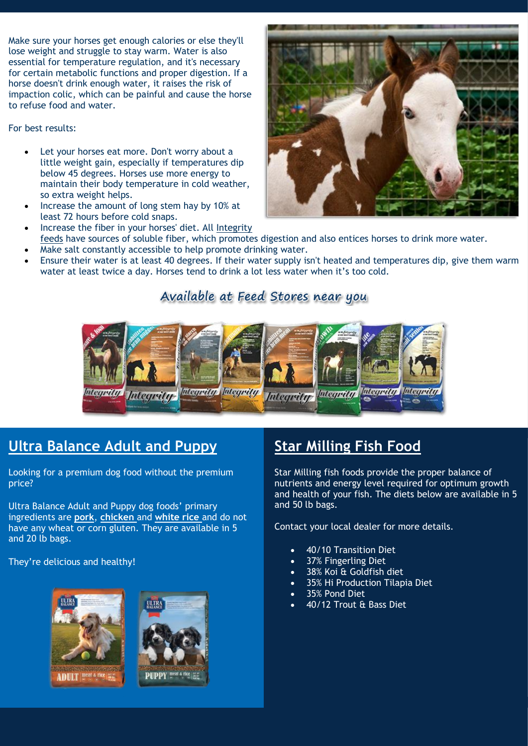Make sure your horses get enough calories or else they'll lose weight and struggle to stay warm. Water is also essential for temperature regulation, and it's necessary for certain metabolic functions and proper digestion. If a horse doesn't drink enough water, it raises the risk of impaction colic, which can be painful and cause the horse to refuse food and water.

For best results:

- Let your horses eat more. Don't worry about a little weight gain, especially if temperatures dip below 45 degrees. Horses use more energy to maintain their body temperature in cold weather, so extra weight helps.
- Increase the amount of long stem hay by 10% at least 72 hours before cold snaps.
- Increase the fiber in your horses' diet. All Integrity feeds have sources of soluble fiber, which promotes digestion and also entices horses to drink more water.
- Make salt constantly accessible to help promote drinking water.
- Ensure their water is at least 40 degrees. If their water supply isn't heated and temperatures dip, give them warm water at least twice a day. Horses tend to drink a lot less water when it's too cold.

Available at Feed Stores near you

## Ultra Balance Adult and Puppy

Looking for a premium dog food without the premium price?

Ultra Balance Adult and Puppy dog foods' primary ingredients are **pork**, **chicken** and **white rice** and do not have any wheat or corn gluten. They are available in 5 and 20 lb bags.

They're delicious and healthy!

## Star Milling Fish Food

Star Milling fish foods provide the proper balance of nutrients and energy level required for optimum growth and health of your fish. The diets below are available in 5 and 50 lb bags.

Contact your local dealer for more details.

- 40/10 Transition Diet
- 37% Fingerling Diet
- 38% Koi & Goldfish diet
- 35% Hi Production Tilapia Diet
- 35% Pond Diet
- 40/12 Trout & Bass Diet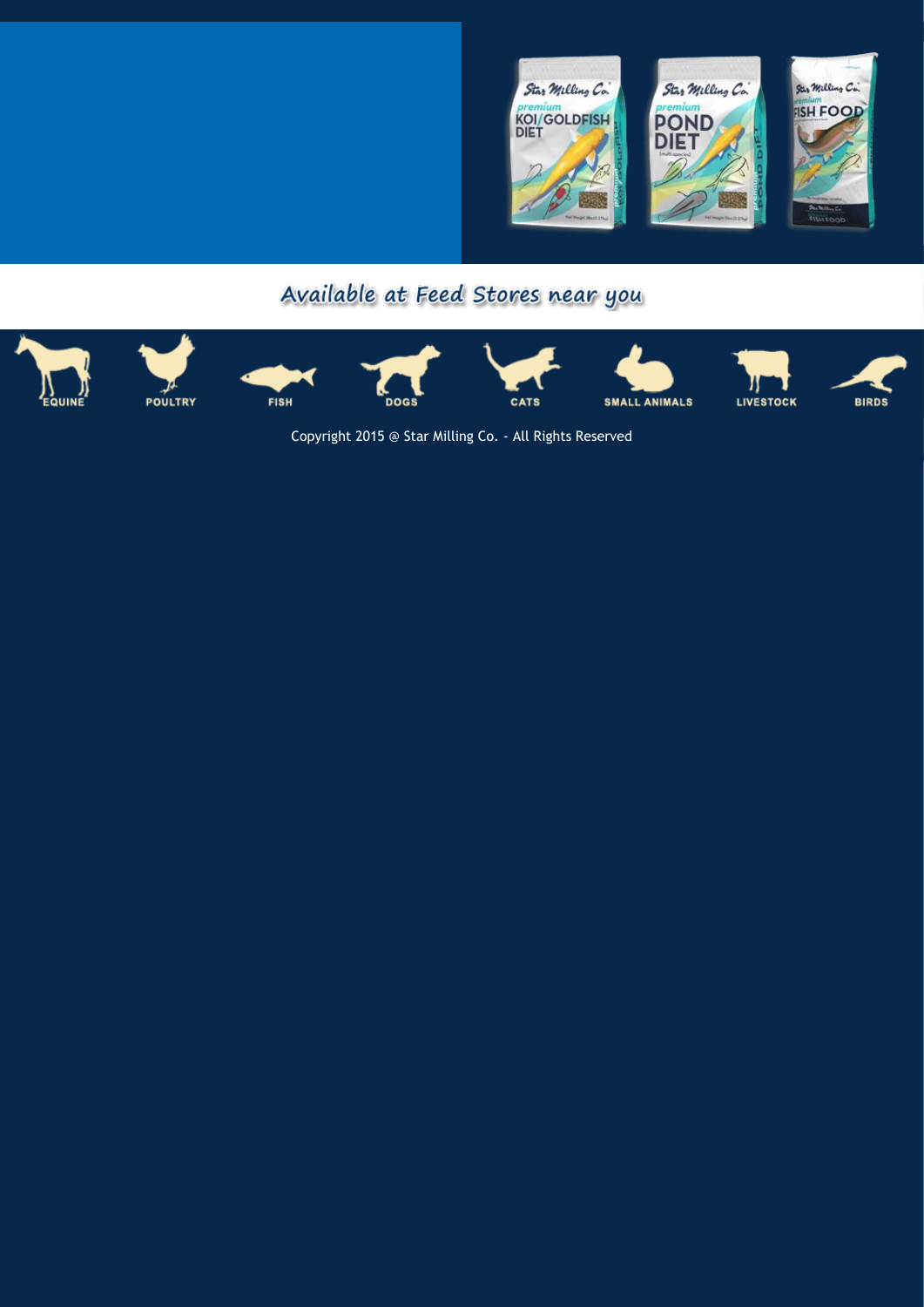Available at Feed Stores near you

EQUINE POULTRY FISH DOGS CATS SMALL ANIMALS LIVESTOCK BIRDS

Copyright 2015 @ Star Milling Co. - All Rights Reserved